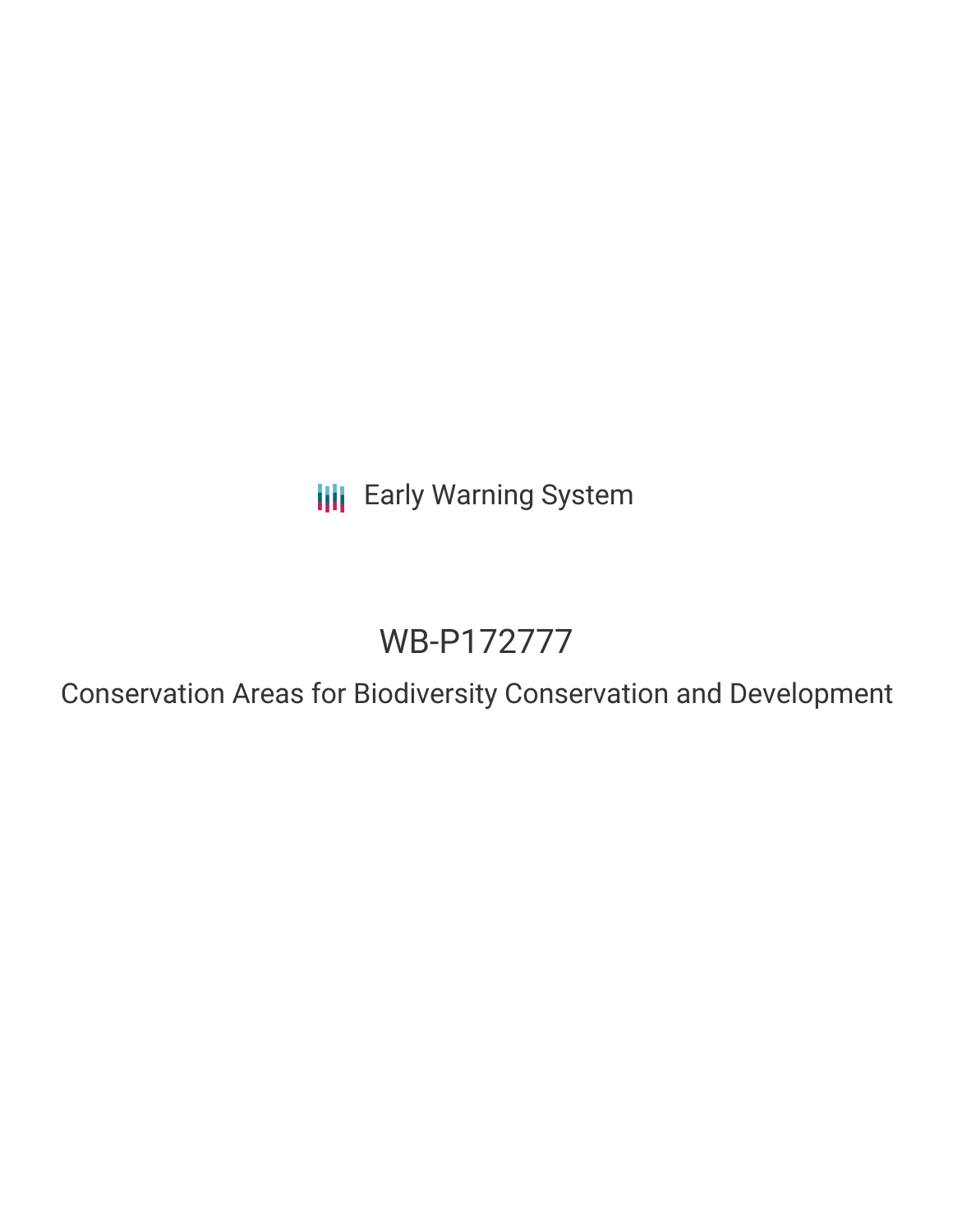Early Warning System

# WB-P172777

## Conservation Areas for Biodiversity Conservation and Development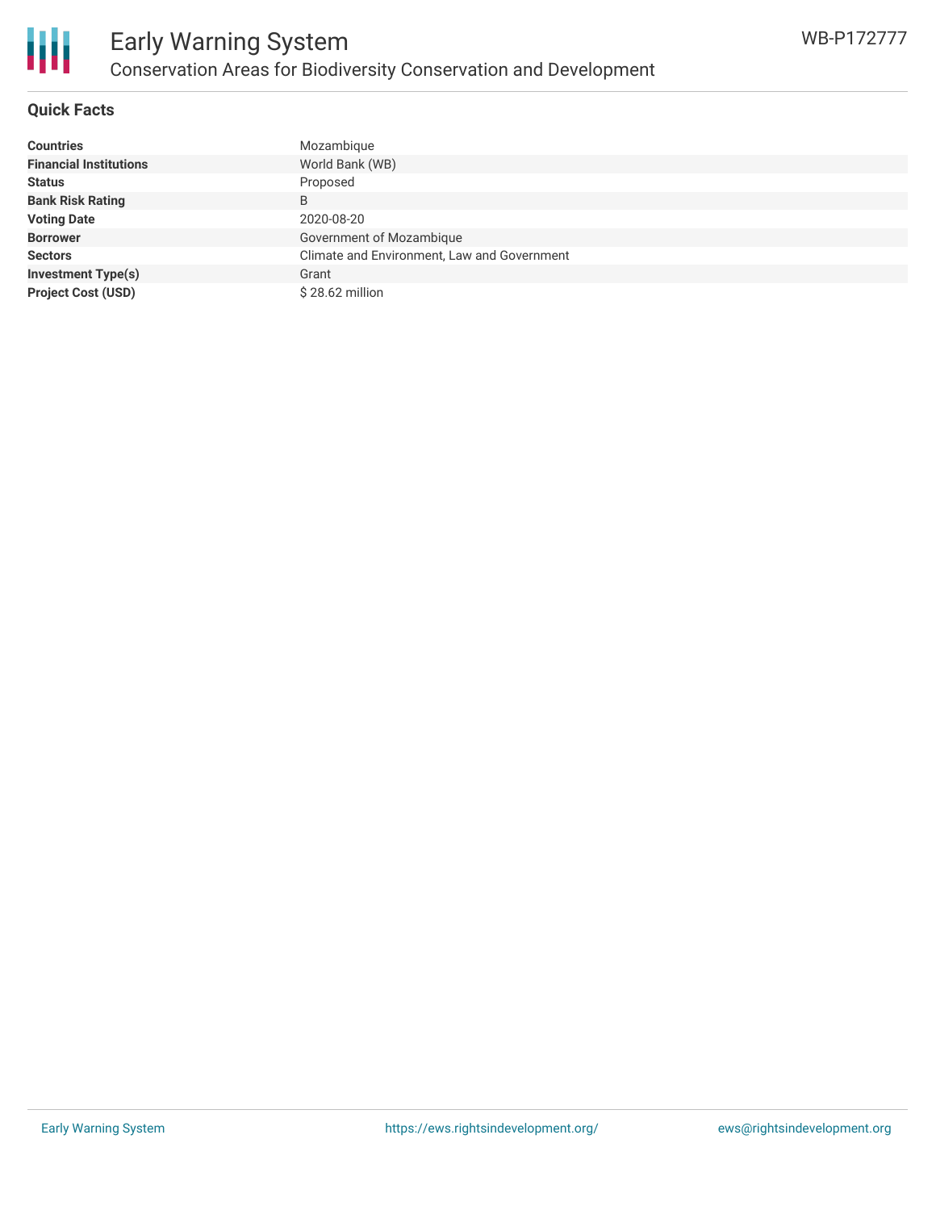# Early Warning System

## Conservation Areas for Biodiversity Conservation and Development

WB-P172777

### Quick Facts

| | |
|---|---|
| **Countries** | Mozambique |
| **Financial Institutions** | World Bank (WB) |
| **Status** | Proposed |
| **Bank Risk Rating** | B |
| **Voting Date** | 2020-08-20 |
| **Borrower** | Government of Mozambique |
| **Sectors** | Climate and Environment, Law and Government |
| **Investment Type(s)** | Grant |
| **Project Cost (USD)** | $ 28.62 million |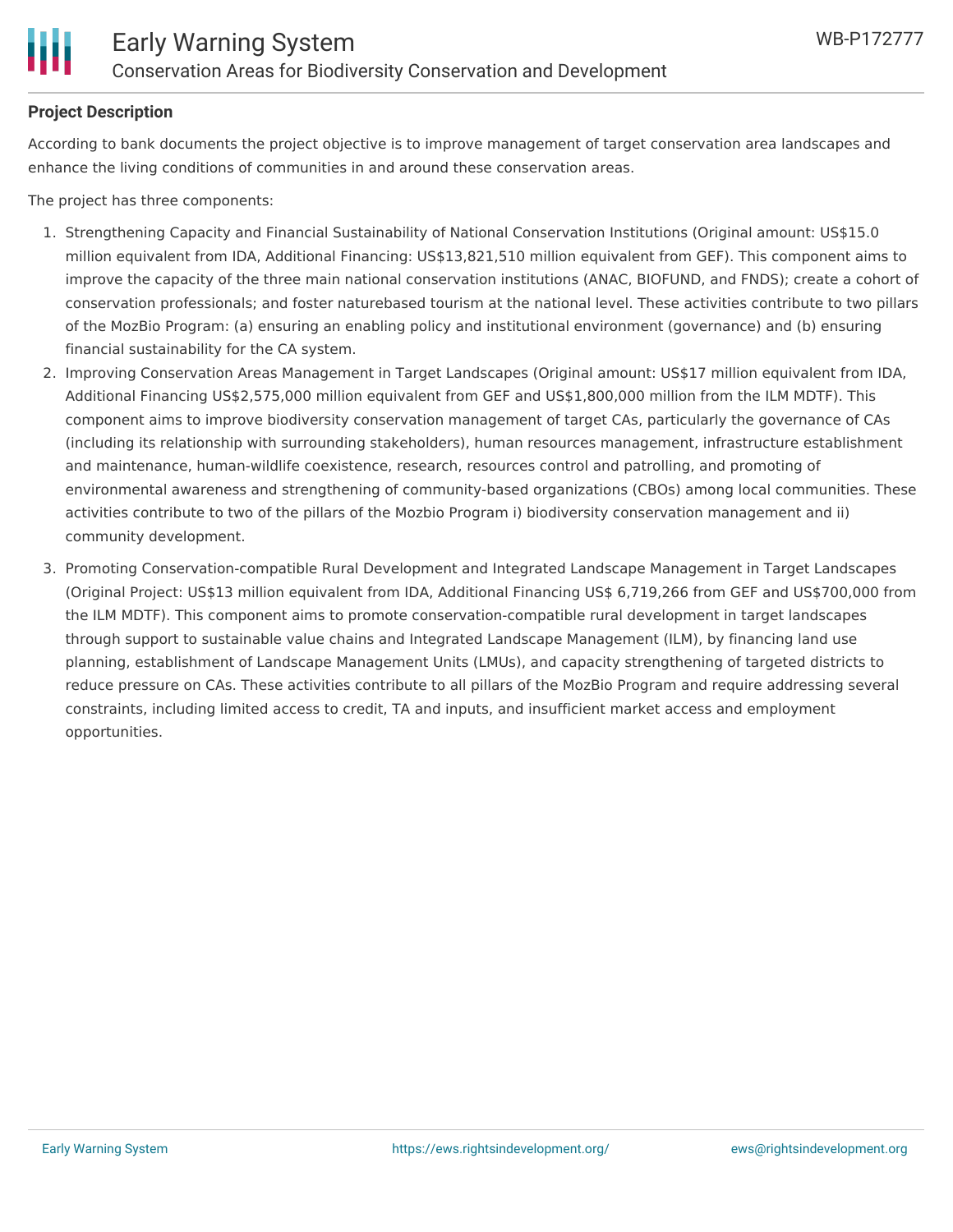**Project Description**

According to bank documents the project objective is to improve management of target conservation area landscapes and enhance the living conditions of communities in and around these conservation areas.

The project has three components:

1. Strengthening Capacity and Financial Sustainability of National Conservation Institutions (Original amount: US$15.0 million equivalent from IDA, Additional Financing: US$13,821,510 million equivalent from GEF). This component aims to improve the capacity of the three main national conservation institutions (ANAC, BIOFUND, and FNDS); create a cohort of conservation professionals; and foster naturebased tourism at the national level. These activities contribute to two pillars of the MozBio Program: (a) ensuring an enabling policy and institutional environment (governance) and (b) ensuring financial sustainability for the CA system.
2. Improving Conservation Areas Management in Target Landscapes (Original amount: US$17 million equivalent from IDA, Additional Financing US$2,575,000 million equivalent from GEF and US$1,800,000 million from the ILM MDTF). This component aims to improve biodiversity conservation management of target CAs, particularly the governance of CAs (including its relationship with surrounding stakeholders), human resources management, infrastructure establishment and maintenance, human-wildlife coexistence, research, resources control and patrolling, and promoting of environmental awareness and strengthening of community-based organizations (CBOs) among local communities. These activities contribute to two of the pillars of the Mozbio Program i) biodiversity conservation management and ii) community development.
3. Promoting Conservation-compatible Rural Development and Integrated Landscape Management in Target Landscapes (Original Project: US$13 million equivalent from IDA, Additional Financing US$ 6,719,266 from GEF and US$700,000 from the ILM MDTF). This component aims to promote conservation-compatible rural development in target landscapes through support to sustainable value chains and Integrated Landscape Management (ILM), by financing land use planning, establishment of Landscape Management Units (LMUs), and capacity strengthening of targeted districts to reduce pressure on CAs. These activities contribute to all pillars of the MozBio Program and require addressing several constraints, including limited access to credit, TA and inputs, and insufficient market access and employment opportunities.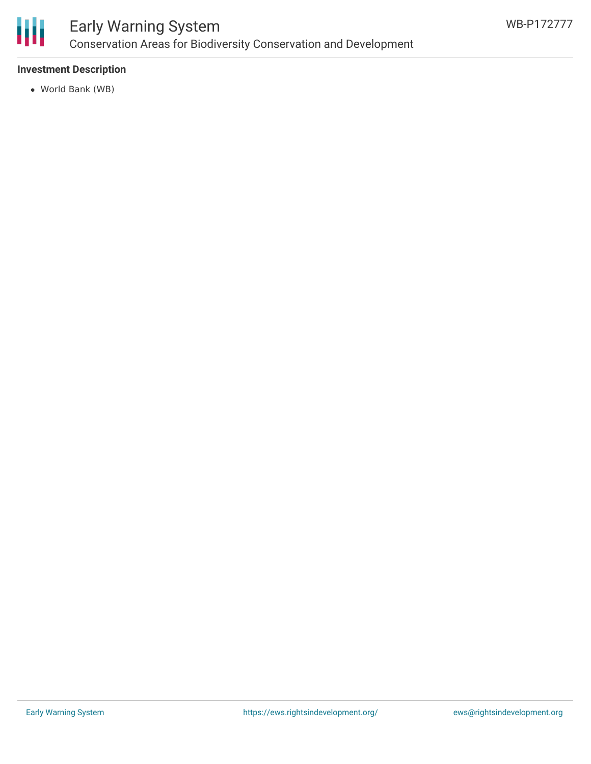### Investment Description

- World Bank (WB)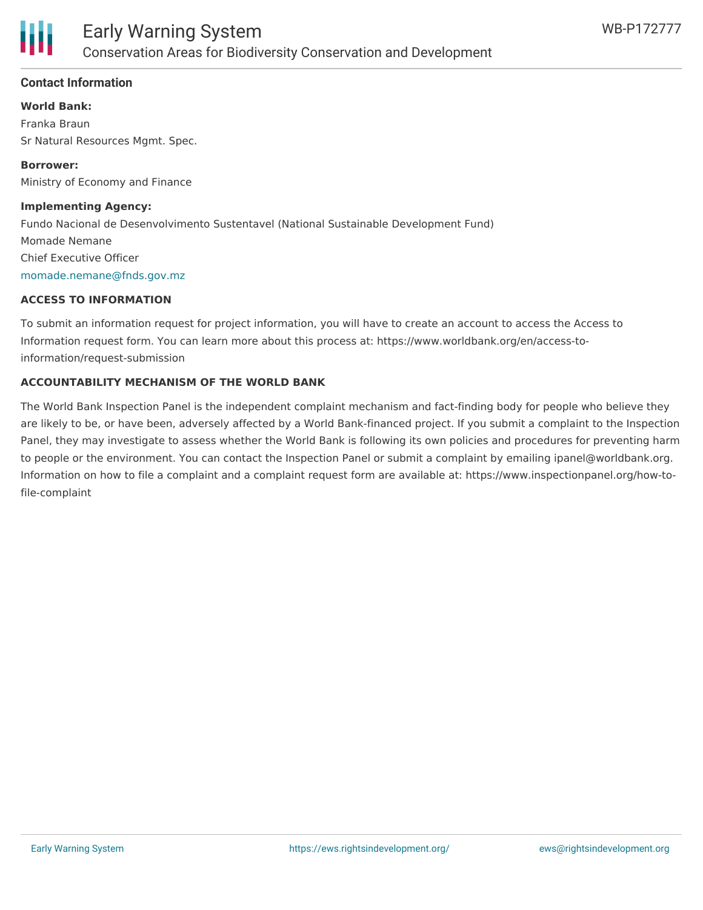## Contact Information

**World Bank:**

Franka Braun
Sr Natural Resources Mgmt. Spec.

**Borrower:**

Ministry of Economy and Finance

**Implementing Agency:**

Fundo Nacional de Desenvolvimento Sustentavel (National Sustainable Development Fund)
Momade Nemane
Chief Executive Officer
momade.nemane@fnds.gov.mz

### ACCESS TO INFORMATION

To submit an information request for project information, you will have to create an account to access the Access to Information request form. You can learn more about this process at: https://www.worldbank.org/en/access-to-information/request-submission

### ACCOUNTABILITY MECHANISM OF THE WORLD BANK

The World Bank Inspection Panel is the independent complaint mechanism and fact-finding body for people who believe they are likely to be, or have been, adversely affected by a World Bank-financed project. If you submit a complaint to the Inspection Panel, they may investigate to assess whether the World Bank is following its own policies and procedures for preventing harm to people or the environment. You can contact the Inspection Panel or submit a complaint by emailing ipanel@worldbank.org. Information on how to file a complaint and a complaint request form are available at: https://www.inspectionpanel.org/how-to-file-complaint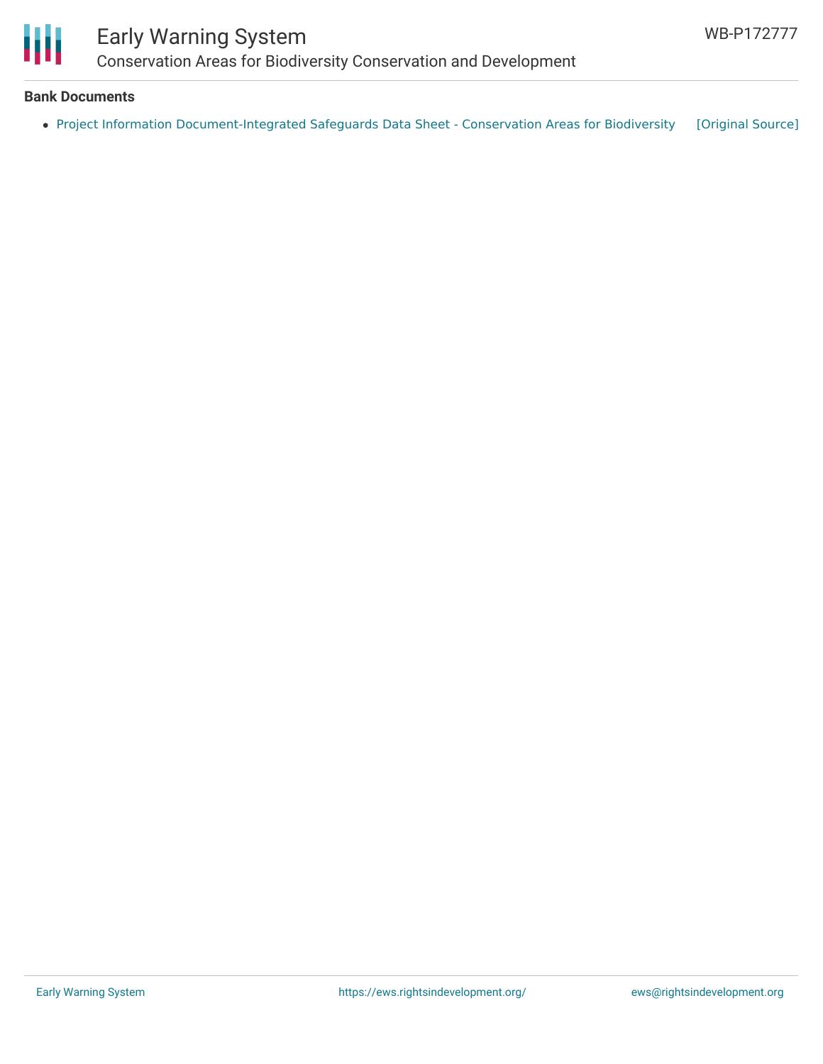# Early Warning System

Conservation Areas for Biodiversity Conservation and Development

WB-P172777

**Bank Documents**

- Project Information Document-Integrated Safeguards Data Sheet - Conservation Areas for Biodiversity [Original Source]